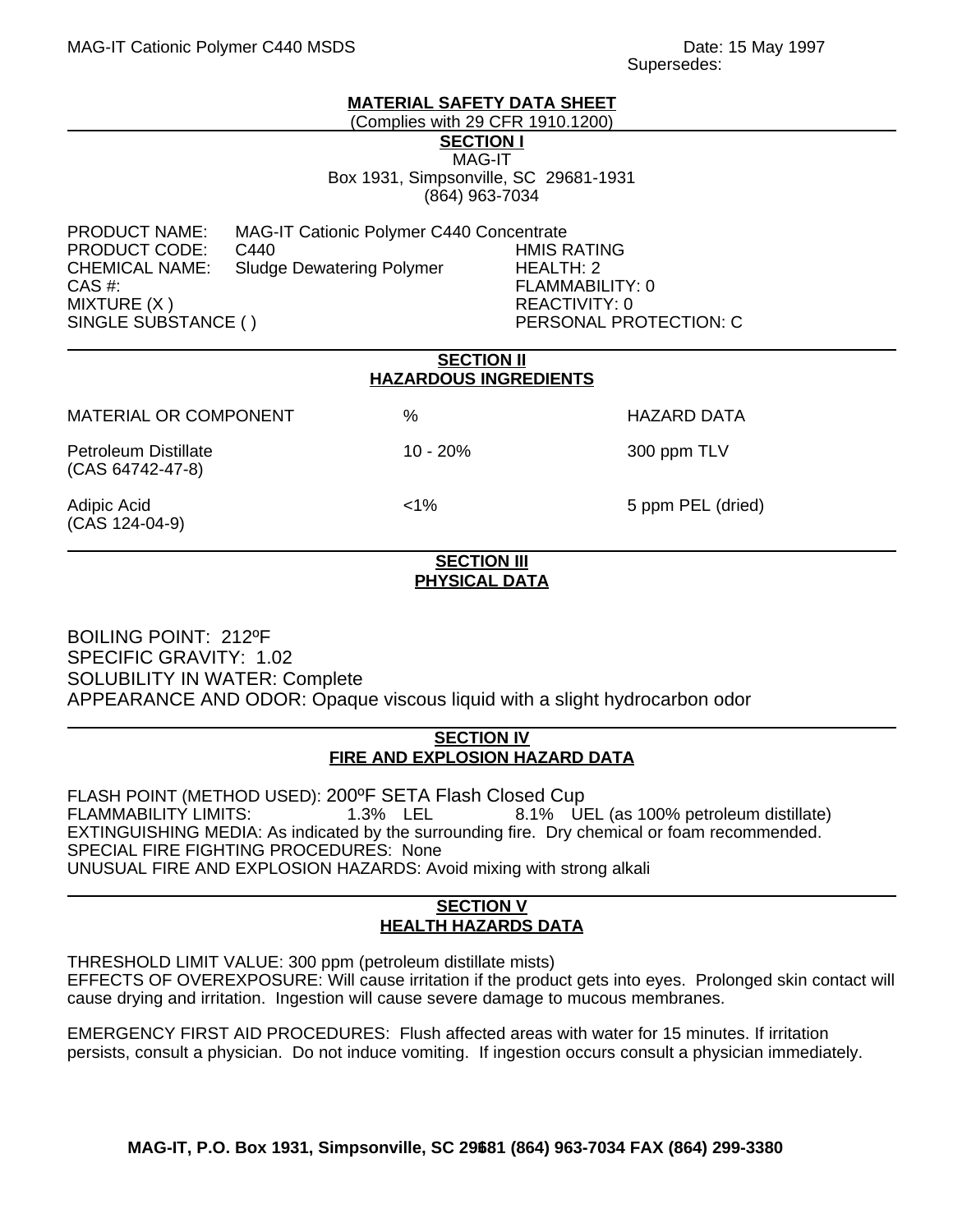MAG-IT Cationic Polymer C440 MSDS

Date: 15 May 1997
Supersedes:

# MATERIAL SAFETY DATA SHEET

(Complies with 29 CFR 1910.1200)

## SECTION I

MAG-IT
Box 1931, Simpsonville, SC 29681-1931
(864) 963-7034

PRODUCT NAME: MAG-IT Cationic Polymer C440 Concentrate
PRODUCT CODE: C440
CHEMICAL NAME: Sludge Dewatering Polymer
CAS #:
MIXTURE (X )
SINGLE SUBSTANCE ( )

HMIS RATING
HEALTH: 2
FLAMMABILITY: 0
REACTIVITY: 0
PERSONAL PROTECTION: C

## SECTION II
## HAZARDOUS INGREDIENTS

| MATERIAL OR COMPONENT | % | HAZARD DATA |
|---|---|---|
| Petroleum Distillate (CAS 64742-47-8) | 10 - 20% | 300 ppm TLV |
| Adipic Acid (CAS 124-04-9) | <1% | 5 ppm PEL (dried) |

## SECTION III
## PHYSICAL DATA

BOILING POINT: 212ºF
SPECIFIC GRAVITY: 1.02
SOLUBILITY IN WATER: Complete
APPEARANCE AND ODOR: Opaque viscous liquid with a slight hydrocarbon odor

## SECTION IV
## FIRE AND EXPLOSION HAZARD DATA

FLASH POINT (METHOD USED): 200ºF SETA Flash Closed Cup
FLAMMABILITY LIMITS: 1.3% LEL 8.1% UEL (as 100% petroleum distillate)
EXTINGUISHING MEDIA: As indicated by the surrounding fire. Dry chemical or foam recommended.
SPECIAL FIRE FIGHTING PROCEDURES: None
UNUSUAL FIRE AND EXPLOSION HAZARDS: Avoid mixing with strong alkali

## SECTION V
## HEALTH HAZARDS DATA

THRESHOLD LIMIT VALUE: 300 ppm (petroleum distillate mists)
EFFECTS OF OVEREXPOSURE: Will cause irritation if the product gets into eyes. Prolonged skin contact will cause drying and irritation. Ingestion will cause severe damage to mucous membranes.

EMERGENCY FIRST AID PROCEDURES: Flush affected areas with water for 15 minutes. If irritation persists, consult a physician. Do not induce vomiting. If ingestion occurs consult a physician immediately.

**MAG-IT, P.O. Box 1931, Simpsonville, SC 29681 (864) 963-7034 FAX (864) 299-3380**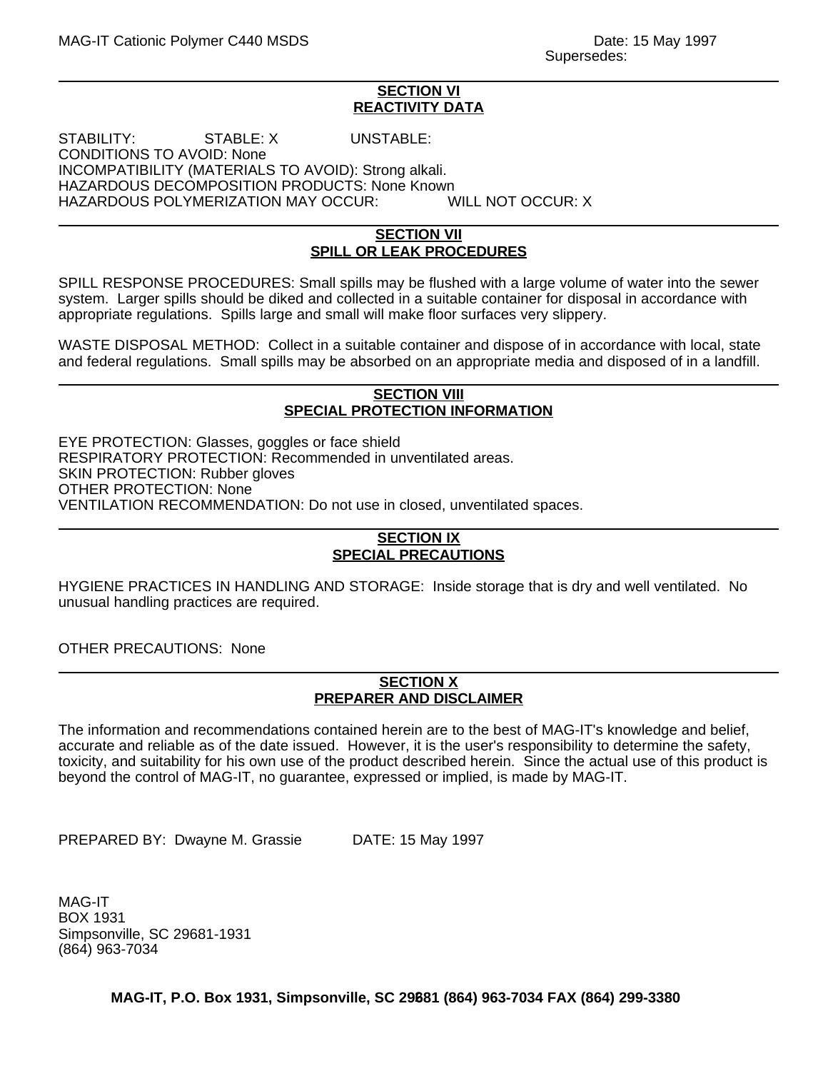## SECTION VI
## REACTIVITY DATA

STABILITY: STABLE: X UNSTABLE:
CONDITIONS TO AVOID: None
INCOMPATIBILITY (MATERIALS TO AVOID): Strong alkali.
HAZARDOUS DECOMPOSITION PRODUCTS: None Known
HAZARDOUS POLYMERIZATION MAY OCCUR: WILL NOT OCCUR: X

## SECTION VII
## SPILL OR LEAK PROCEDURES

SPILL RESPONSE PROCEDURES: Small spills may be flushed with a large volume of water into the sewer system. Larger spills should be diked and collected in a suitable container for disposal in accordance with appropriate regulations. Spills large and small will make floor surfaces very slippery.

WASTE DISPOSAL METHOD: Collect in a suitable container and dispose of in accordance with local, state and federal regulations. Small spills may be absorbed on an appropriate media and disposed of in a landfill.

## SECTION VIII
## SPECIAL PROTECTION INFORMATION

EYE PROTECTION: Glasses, goggles or face shield
RESPIRATORY PROTECTION: Recommended in unventilated areas.
SKIN PROTECTION: Rubber gloves
OTHER PROTECTION: None
VENTILATION RECOMMENDATION: Do not use in closed, unventilated spaces.

## SECTION IX
## SPECIAL PRECAUTIONS

HYGIENE PRACTICES IN HANDLING AND STORAGE: Inside storage that is dry and well ventilated. No unusual handling practices are required.

OTHER PRECAUTIONS: None

## SECTION X
## PREPARER AND DISCLAIMER

The information and recommendations contained herein are to the best of MAG-IT's knowledge and belief, accurate and reliable as of the date issued. However, it is the user's responsibility to determine the safety, toxicity, and suitability for his own use of the product described herein. Since the actual use of this product is beyond the control of MAG-IT, no guarantee, expressed or implied, is made by MAG-IT.

PREPARED BY: Dwayne M. Grassie DATE: 15 May 1997

MAG-IT
BOX 1931
Simpsonville, SC 29681-1931
(864) 963-7034